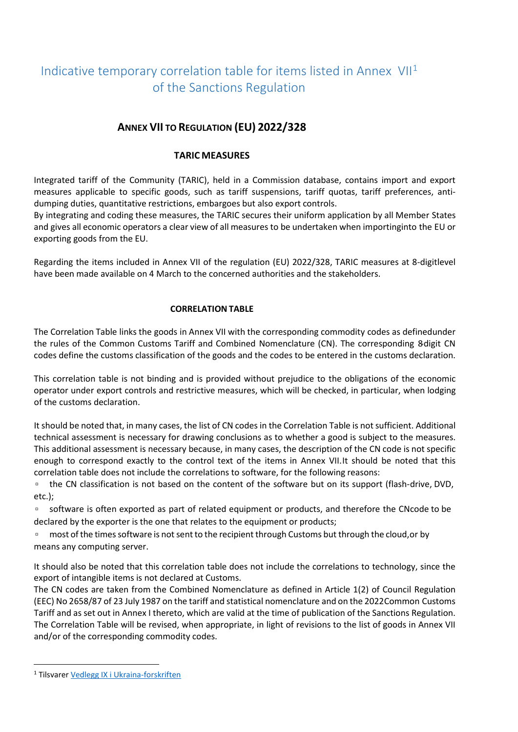# Indicative temporary correlation table for items listed in Annex VII[1] of the Sanctions Regulation

## ANNEX VII TO REGULATION (EU) 2022/328

### TARIC MEASURES

Integrated tariff of the Community (TARIC), held in a Commission database, contains import and export measures applicable to specific goods, such as tariff suspensions, tariff quotas, tariff preferences, anti-dumping duties, quantitative restrictions, embargoes but also export controls.
By integrating and coding these measures, the TARIC secures their uniform application by all Member States and gives all economic operators a clear view of all measures to be undertaken when importinginto the EU or exporting goods from the EU.

Regarding the items included in Annex VII of the regulation (EU) 2022/328, TARIC measures at 8-digitlevel have been made available on 4 March to the concerned authorities and the stakeholders.

### CORRELATION TABLE

The Correlation Table links the goods in Annex VII with the corresponding commodity codes as definedunder the rules of the Common Customs Tariff and Combined Nomenclature (CN). The corresponding 8-digit CN codes define the customs classification of the goods and the codes to be entered in the customs declaration.

This correlation table is not binding and is provided without prejudice to the obligations of the economic operator under export controls and restrictive measures, which will be checked, in particular, when lodging of the customs declaration.

It should be noted that, in many cases, the list of CN codes in the Correlation Table is not sufficient. Additional technical assessment is necessary for drawing conclusions as to whether a good is subject to the measures. This additional assessment is necessary because, in many cases, the description of the CN code is not specific enough to correspond exactly to the control text of the items in Annex VII.It should be noted that this correlation table does not include the correlations to software, for the following reasons:

- the CN classification is not based on the content of the software but on its support (flash-drive, DVD, etc.);
- software is often exported as part of related equipment or products, and therefore the CNcode to be declared by the exporter is the one that relates to the equipment or products;
- most of the times software is not sent to the recipient through Customs but through the cloud,or by means any computing server.

It should also be noted that this correlation table does not include the correlations to technology, since the export of intangible items is not declared at Customs.
The CN codes are taken from the Combined Nomenclature as defined in Article 1(2) of Council Regulation (EEC) No 2658/87 of 23 July 1987 on the tariff and statistical nomenclature and on the 2022Common Customs Tariff and as set out in Annex I thereto, which are valid at the time of publication of the Sanctions Regulation. The Correlation Table will be revised, when appropriate, in light of revisions to the list of goods in Annex VII and/or of the corresponding commodity codes.

[1] Tilsvarer Vedlegg IX i Ukraina-forskriften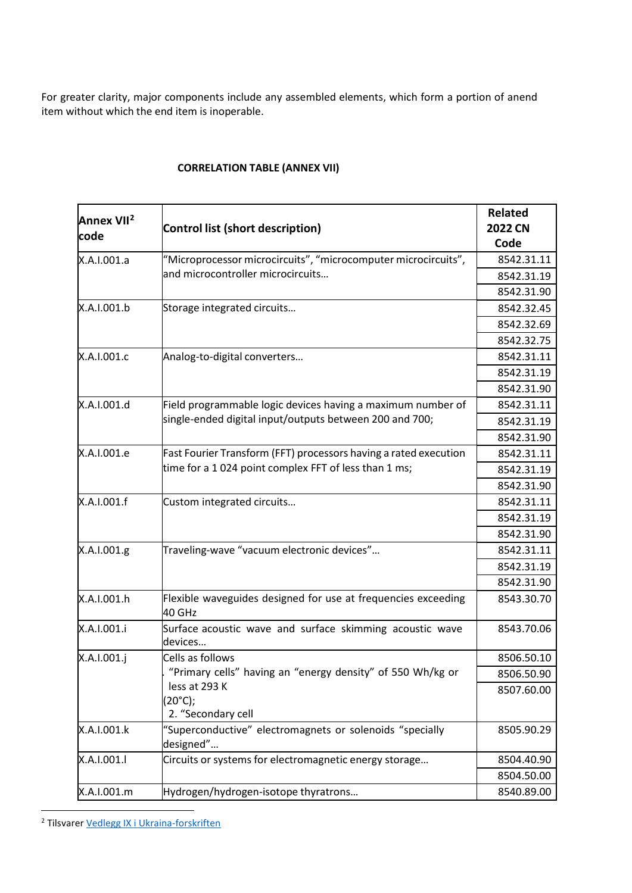For greater clarity, major components include any assembled elements, which form a portion of anend item without which the end item is inoperable.

**CORRELATION TABLE (ANNEX VII)**

| Annex VII[2] code | Control list (short description) | Related 2022 CN Code |
| --- | --- | --- |
| X.A.I.001.a | "Microprocessor microcircuits", "microcomputer microcircuits", and microcontroller microcircuits… | 8542.31.11 |
| | | 8542.31.19 |
| | | 8542.31.90 |
| X.A.I.001.b | Storage integrated circuits… | 8542.32.45 |
| | | 8542.32.69 |
| | | 8542.32.75 |
| X.A.I.001.c | Analog-to-digital converters… | 8542.31.11 |
| | | 8542.31.19 |
| | | 8542.31.90 |
| X.A.I.001.d | Field programmable logic devices having a maximum number of single-ended digital input/outputs between 200 and 700; | 8542.31.11 |
| | | 8542.31.19 |
| | | 8542.31.90 |
| X.A.I.001.e | Fast Fourier Transform (FFT) processors having a rated execution time for a 1 024 point complex FFT of less than 1 ms; | 8542.31.11 |
| | | 8542.31.19 |
| | | 8542.31.90 |
| X.A.I.001.f | Custom integrated circuits… | 8542.31.11 |
| | | 8542.31.19 |
| | | 8542.31.90 |
| X.A.I.001.g | Traveling-wave "vacuum electronic devices"… | 8542.31.11 |
| | | 8542.31.19 |
| | | 8542.31.90 |
| X.A.I.001.h | Flexible waveguides designed for use at frequencies exceeding 40 GHz | 8543.30.70 |
| X.A.I.001.i | Surface acoustic wave and surface skimming acoustic wave devices… | 8543.70.06 |
| X.A.I.001.j | Cells as follows . "Primary cells" having an "energy density" of 550 Wh/kg or less at 293 K (20°C); 2. "Secondary cell | 8506.50.10 |
| | | 8506.50.90 |
| | | 8507.60.00 |
| X.A.I.001.k | "Superconductive" electromagnets or solenoids "specially designed"… | 8505.90.29 |
| X.A.I.001.l | Circuits or systems for electromagnetic energy storage… | 8504.40.90 |
| | | 8504.50.00 |
| X.A.I.001.m | Hydrogen/hydrogen-isotope thyratrons… | 8540.89.00 |

[2] Tilsvarer Vedlegg IX i Ukraina-forskriften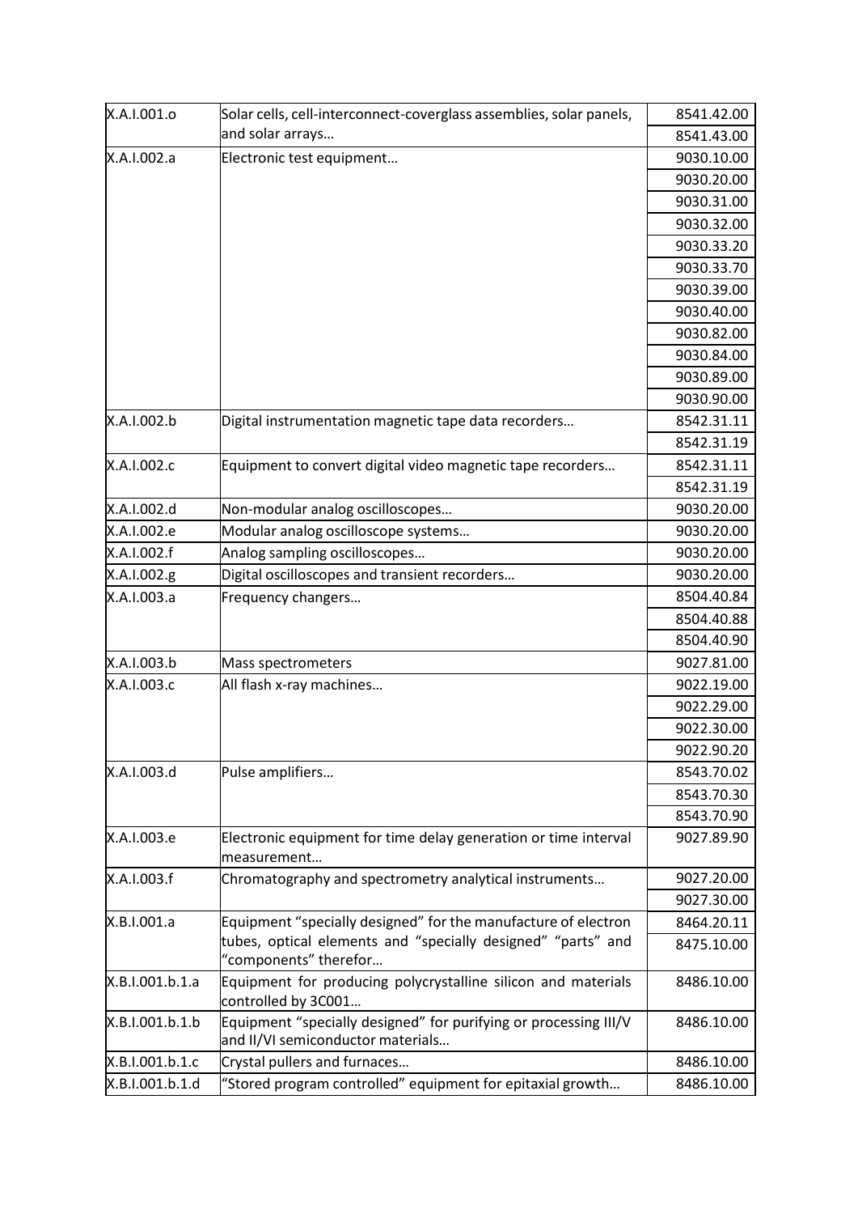| | | |
|---|---|---|
| X.A.I.001.o | Solar cells, cell-interconnect-coverglass assemblies, solar panels, and solar arrays… | 8541.42.00 |
| | | 8541.43.00 |
| X.A.I.002.a | Electronic test equipment… | 9030.10.00 |
| | | 9030.20.00 |
| | | 9030.31.00 |
| | | 9030.32.00 |
| | | 9030.33.20 |
| | | 9030.33.70 |
| | | 9030.39.00 |
| | | 9030.40.00 |
| | | 9030.82.00 |
| | | 9030.84.00 |
| | | 9030.89.00 |
| | | 9030.90.00 |
| X.A.I.002.b | Digital instrumentation magnetic tape data recorders… | 8542.31.11 |
| | | 8542.31.19 |
| X.A.I.002.c | Equipment to convert digital video magnetic tape recorders… | 8542.31.11 |
| | | 8542.31.19 |
| X.A.I.002.d | Non-modular analog oscilloscopes… | 9030.20.00 |
| X.A.I.002.e | Modular analog oscilloscope systems… | 9030.20.00 |
| X.A.I.002.f | Analog sampling oscilloscopes… | 9030.20.00 |
| X.A.I.002.g | Digital oscilloscopes and transient recorders… | 9030.20.00 |
| X.A.I.003.a | Frequency changers… | 8504.40.84 |
| | | 8504.40.88 |
| | | 8504.40.90 |
| X.A.I.003.b | Mass spectrometers | 9027.81.00 |
| X.A.I.003.c | All flash x-ray machines… | 9022.19.00 |
| | | 9022.29.00 |
| | | 9022.30.00 |
| | | 9022.90.20 |
| X.A.I.003.d | Pulse amplifiers… | 8543.70.02 |
| | | 8543.70.30 |
| | | 8543.70.90 |
| X.A.I.003.e | Electronic equipment for time delay generation or time interval measurement… | 9027.89.90 |
| X.A.I.003.f | Chromatography and spectrometry analytical instruments… | 9027.20.00 |
| | | 9027.30.00 |
| X.B.I.001.a | Equipment "specially designed" for the manufacture of electron tubes, optical elements and "specially designed" "parts" and "components" therefor… | 8464.20.11 |
| | | 8475.10.00 |
| X.B.I.001.b.1.a | Equipment for producing polycrystalline silicon and materials controlled by 3C001… | 8486.10.00 |
| X.B.I.001.b.1.b | Equipment "specially designed" for purifying or processing III/V and II/VI semiconductor materials… | 8486.10.00 |
| X.B.I.001.b.1.c | Crystal pullers and furnaces… | 8486.10.00 |
| X.B.I.001.b.1.d | "Stored program controlled" equipment for epitaxial growth… | 8486.10.00 |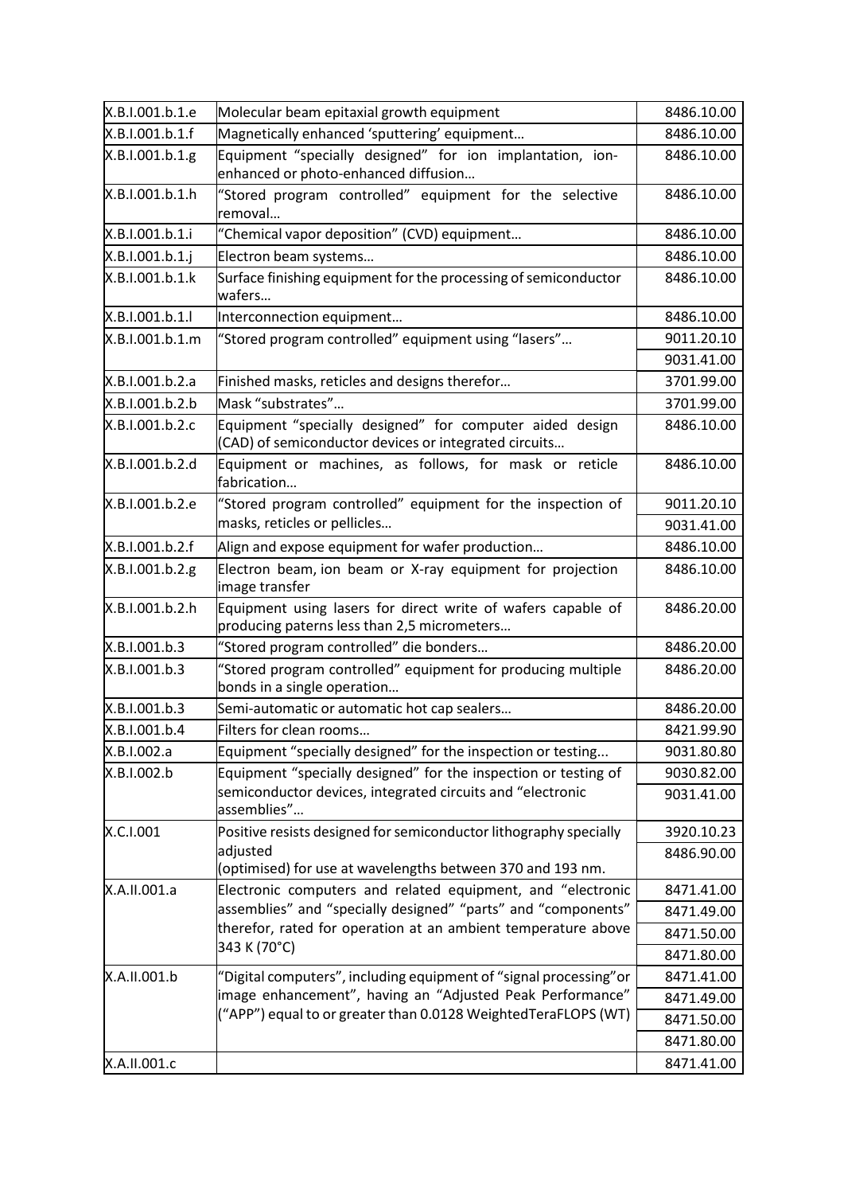| | | |
|---|---|---|
| X.B.I.001.b.1.e | Molecular beam epitaxial growth equipment | 8486.10.00 |
| X.B.I.001.b.1.f | Magnetically enhanced 'sputtering' equipment… | 8486.10.00 |
| X.B.I.001.b.1.g | Equipment "specially designed" for ion implantation, ion-enhanced or photo-enhanced diffusion… | 8486.10.00 |
| X.B.I.001.b.1.h | "Stored program controlled" equipment for the selective removal… | 8486.10.00 |
| X.B.I.001.b.1.i | "Chemical vapor deposition" (CVD) equipment… | 8486.10.00 |
| X.B.I.001.b.1.j | Electron beam systems… | 8486.10.00 |
| X.B.I.001.b.1.k | Surface finishing equipment for the processing of semiconductor wafers… | 8486.10.00 |
| X.B.I.001.b.1.l | Interconnection equipment… | 8486.10.00 |
| X.B.I.001.b.1.m | "Stored program controlled" equipment using "lasers"… | 9011.20.10 |
| | | 9031.41.00 |
| X.B.I.001.b.2.a | Finished masks, reticles and designs therefor… | 3701.99.00 |
| X.B.I.001.b.2.b | Mask "substrates"… | 3701.99.00 |
| X.B.I.001.b.2.c | Equipment "specially designed" for computer aided design (CAD) of semiconductor devices or integrated circuits… | 8486.10.00 |
| X.B.I.001.b.2.d | Equipment or machines, as follows, for mask or reticle fabrication… | 8486.10.00 |
| X.B.I.001.b.2.e | "Stored program controlled" equipment for the inspection of masks, reticles or pellicles… | 9011.20.10 |
| | | 9031.41.00 |
| X.B.I.001.b.2.f | Align and expose equipment for wafer production… | 8486.10.00 |
| X.B.I.001.b.2.g | Electron beam, ion beam or X-ray equipment for projection image transfer | 8486.10.00 |
| X.B.I.001.b.2.h | Equipment using lasers for direct write of wafers capable of producing paterns less than 2,5 micrometers… | 8486.20.00 |
| X.B.I.001.b.3 | "Stored program controlled" die bonders… | 8486.20.00 |
| X.B.I.001.b.3 | "Stored program controlled" equipment for producing multiple bonds in a single operation… | 8486.20.00 |
| X.B.I.001.b.3 | Semi-automatic or automatic hot cap sealers… | 8486.20.00 |
| X.B.I.001.b.4 | Filters for clean rooms… | 8421.99.90 |
| X.B.I.002.a | Equipment "specially designed" for the inspection or testing... | 9031.80.80 |
| X.B.I.002.b | Equipment "specially designed" for the inspection or testing of semiconductor devices, integrated circuits and "electronic assemblies"… | 9030.82.00 |
| | | 9031.41.00 |
| X.C.I.001 | Positive resists designed for semiconductor lithography specially adjusted (optimised) for use at wavelengths between 370 and 193 nm. | 3920.10.23 |
| | | 8486.90.00 |
| X.A.II.001.a | Electronic computers and related equipment, and "electronic assemblies" and "specially designed" "parts" and "components" therefor, rated for operation at an ambient temperature above 343 K (70°C) | 8471.41.00 |
| | | 8471.49.00 |
| | | 8471.50.00 |
| | | 8471.80.00 |
| X.A.II.001.b | "Digital computers", including equipment of "signal processing"or image enhancement", having an "Adjusted Peak Performance" ("APP") equal to or greater than 0.0128 WeightedTeraFLOPS (WT) | 8471.41.00 |
| | | 8471.49.00 |
| | | 8471.50.00 |
| | | 8471.80.00 |
| X.A.II.001.c | | 8471.41.00 |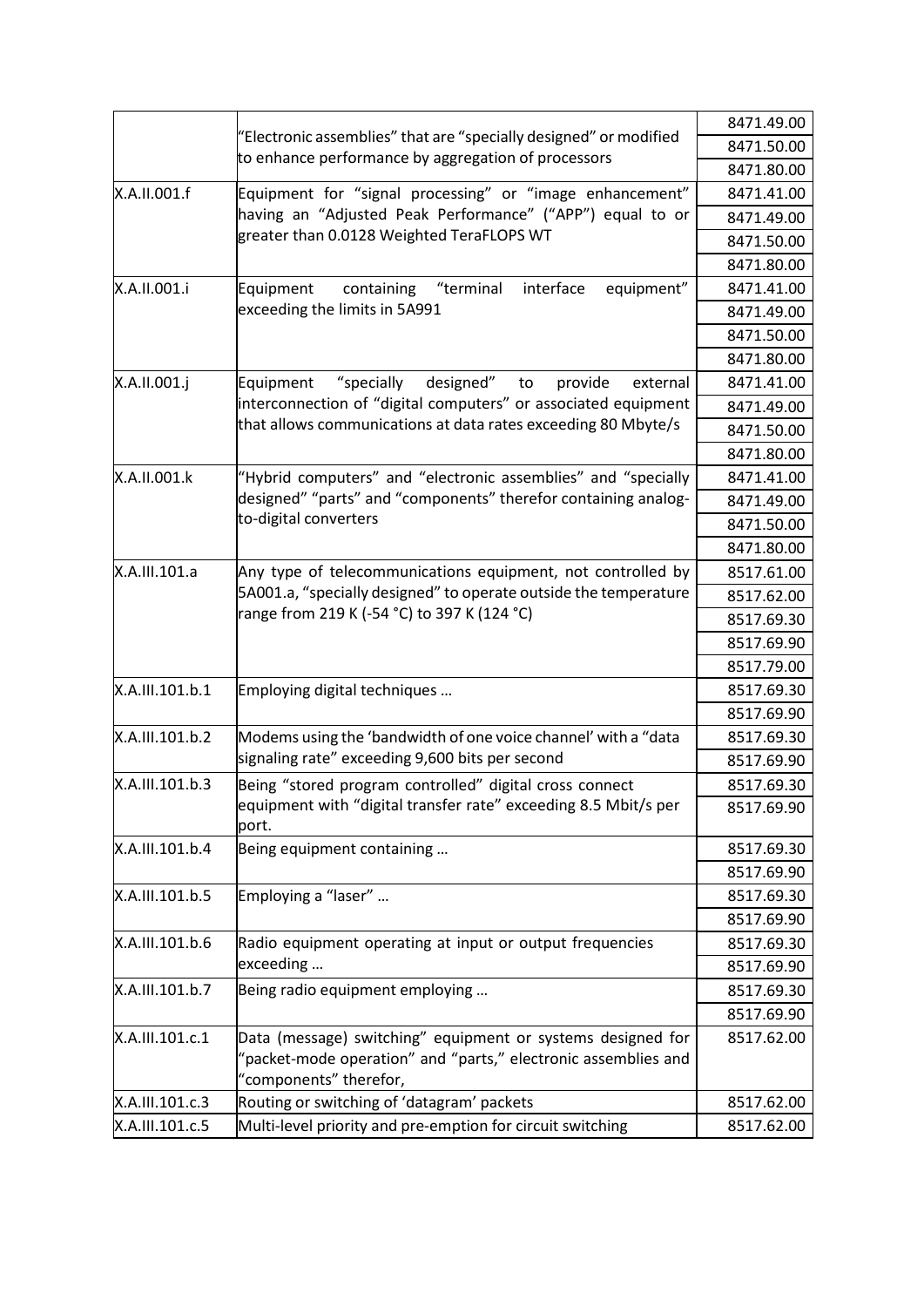|  |  |  |
| --- | --- | --- |
|  | "Electronic assemblies" that are "specially designed" or modified to enhance performance by aggregation of processors | 8471.49.00<br>8471.50.00<br>8471.80.00 |
| X.A.II.001.f | Equipment for "signal processing" or "image enhancement" having an "Adjusted Peak Performance" ("APP") equal to or greater than 0.0128 Weighted TeraFLOPS WT | 8471.41.00<br>8471.49.00<br>8471.50.00<br>8471.80.00 |
| X.A.II.001.i | Equipment containing "terminal interface equipment" exceeding the limits in 5A991 | 8471.41.00<br>8471.49.00<br>8471.50.00<br>8471.80.00 |
| X.A.II.001.j | Equipment "specially designed" to provide external interconnection of "digital computers" or associated equipment that allows communications at data rates exceeding 80 Mbyte/s | 8471.41.00<br>8471.49.00<br>8471.50.00<br>8471.80.00 |
| X.A.II.001.k | "Hybrid computers" and "electronic assemblies" and "specially designed" "parts" and "components" therefor containing analog-to-digital converters | 8471.41.00<br>8471.49.00<br>8471.50.00<br>8471.80.00 |
| X.A.III.101.a | Any type of telecommunications equipment, not controlled by 5A001.a, "specially designed" to operate outside the temperature range from 219 K (-54 °C) to 397 K (124 °C) | 8517.61.00<br>8517.62.00<br>8517.69.30<br>8517.69.90<br>8517.79.00 |
| X.A.III.101.b.1 | Employing digital techniques … | 8517.69.30<br>8517.69.90 |
| X.A.III.101.b.2 | Modems using the 'bandwidth of one voice channel' with a "data signaling rate" exceeding 9,600 bits per second | 8517.69.30<br>8517.69.90 |
| X.A.III.101.b.3 | Being "stored program controlled" digital cross connect equipment with "digital transfer rate" exceeding 8.5 Mbit/s per port. | 8517.69.30<br>8517.69.90 |
| X.A.III.101.b.4 | Being equipment containing … | 8517.69.30<br>8517.69.90 |
| X.A.III.101.b.5 | Employing a "laser" … | 8517.69.30<br>8517.69.90 |
| X.A.III.101.b.6 | Radio equipment operating at input or output frequencies exceeding … | 8517.69.30<br>8517.69.90 |
| X.A.III.101.b.7 | Being radio equipment employing … | 8517.69.30<br>8517.69.90 |
| X.A.III.101.c.1 | Data (message) switching" equipment or systems designed for "packet-mode operation" and "parts," electronic assemblies and "components" therefor, | 8517.62.00 |
| X.A.III.101.c.3 | Routing or switching of 'datagram' packets | 8517.62.00 |
| X.A.III.101.c.5 | Multi-level priority and pre-emption for circuit switching | 8517.62.00 |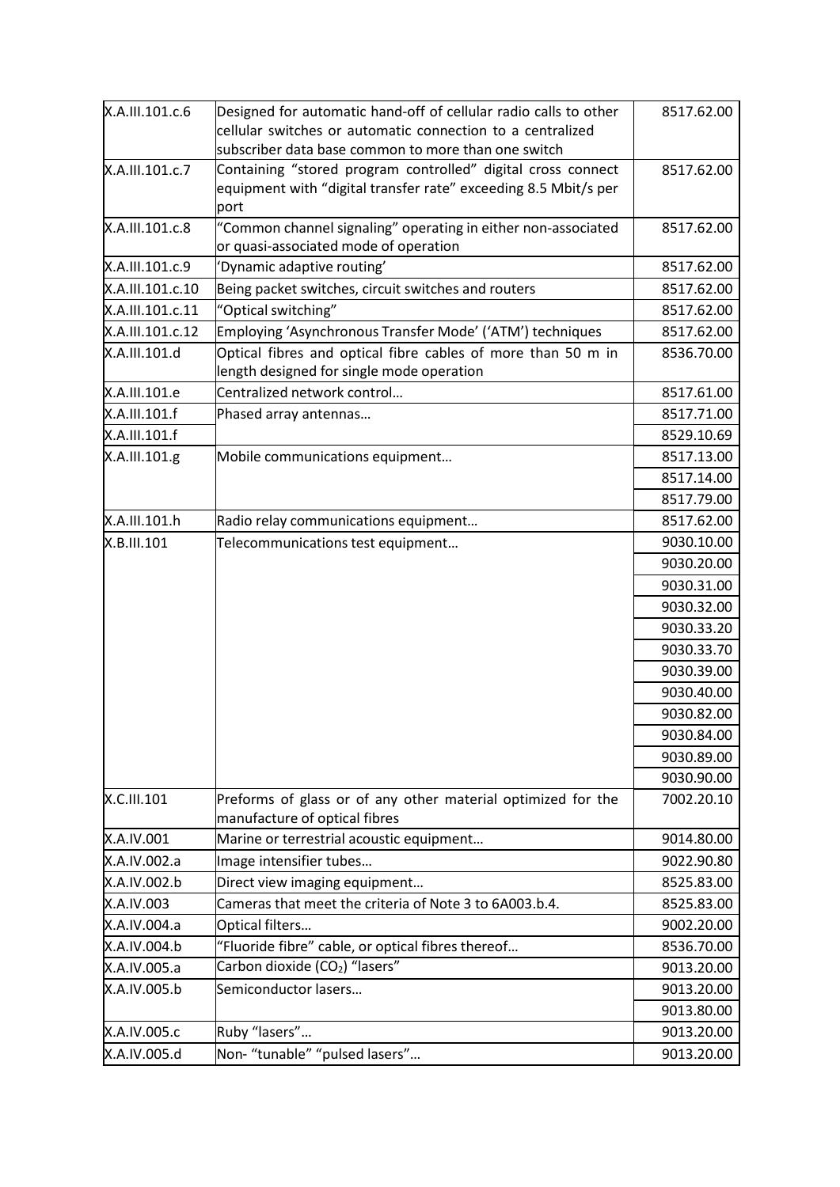| X.A.III.101.c.6 | Designed for automatic hand-off of cellular radio calls to other cellular switches or automatic connection to a centralized subscriber data base common to more than one switch | 8517.62.00 |
|---|---|---|
| X.A.III.101.c.7 | Containing "stored program controlled" digital cross connect equipment with "digital transfer rate" exceeding 8.5 Mbit/s per port | 8517.62.00 |
| X.A.III.101.c.8 | "Common channel signaling" operating in either non-associated or quasi-associated mode of operation | 8517.62.00 |
| X.A.III.101.c.9 | 'Dynamic adaptive routing' | 8517.62.00 |
| X.A.III.101.c.10 | Being packet switches, circuit switches and routers | 8517.62.00 |
| X.A.III.101.c.11 | "Optical switching" | 8517.62.00 |
| X.A.III.101.c.12 | Employing 'Asynchronous Transfer Mode' ('ATM') techniques | 8517.62.00 |
| X.A.III.101.d | Optical fibres and optical fibre cables of more than 50 m in length designed for single mode operation | 8536.70.00 |
| X.A.III.101.e | Centralized network control… | 8517.61.00 |
| X.A.III.101.f | Phased array antennas… | 8517.71.00 |
| X.A.III.101.f | | 8529.10.69 |
| X.A.III.101.g | Mobile communications equipment… | 8517.13.00 |
| | | 8517.14.00 |
| | | 8517.79.00 |
| X.A.III.101.h | Radio relay communications equipment… | 8517.62.00 |
| X.B.III.101 | Telecommunications test equipment… | 9030.10.00 |
| | | 9030.20.00 |
| | | 9030.31.00 |
| | | 9030.32.00 |
| | | 9030.33.20 |
| | | 9030.33.70 |
| | | 9030.39.00 |
| | | 9030.40.00 |
| | | 9030.82.00 |
| | | 9030.84.00 |
| | | 9030.89.00 |
| | | 9030.90.00 |
| X.C.III.101 | Preforms of glass or of any other material optimized for the manufacture of optical fibres | 7002.20.10 |
| X.A.IV.001 | Marine or terrestrial acoustic equipment… | 9014.80.00 |
| X.A.IV.002.a | Image intensifier tubes… | 9022.90.80 |
| X.A.IV.002.b | Direct view imaging equipment… | 8525.83.00 |
| X.A.IV.003 | Cameras that meet the criteria of Note 3 to 6A003.b.4. | 8525.83.00 |
| X.A.IV.004.a | Optical filters… | 9002.20.00 |
| X.A.IV.004.b | "Fluoride fibre" cable, or optical fibres thereof… | 8536.70.00 |
| X.A.IV.005.a | Carbon dioxide ($CO_2$) "lasers" | 9013.20.00 |
| X.A.IV.005.b | Semiconductor lasers… | 9013.20.00 |
| | | 9013.80.00 |
| X.A.IV.005.c | Ruby "lasers"… | 9013.20.00 |
| X.A.IV.005.d | Non- "tunable" "pulsed lasers"… | 9013.20.00 |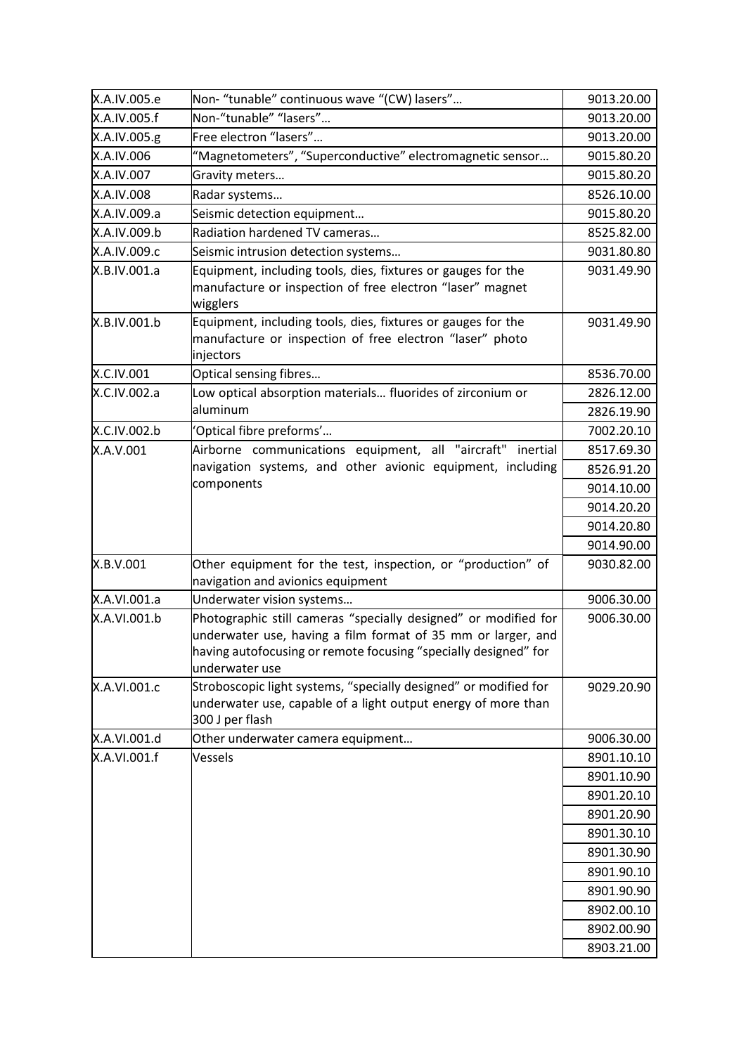| | | |
|---|---|---|
| X.A.IV.005.e | Non- “tunable” continuous wave “(CW) lasers”… | 9013.20.00 |
| X.A.IV.005.f | Non-“tunable” “lasers”… | 9013.20.00 |
| X.A.IV.005.g | Free electron “lasers”… | 9013.20.00 |
| X.A.IV.006 | “Magnetometers”, “Superconductive” electromagnetic sensor… | 9015.80.20 |
| X.A.IV.007 | Gravity meters… | 9015.80.20 |
| X.A.IV.008 | Radar systems… | 8526.10.00 |
| X.A.IV.009.a | Seismic detection equipment… | 9015.80.20 |
| X.A.IV.009.b | Radiation hardened TV cameras… | 8525.82.00 |
| X.A.IV.009.c | Seismic intrusion detection systems… | 9031.80.80 |
| X.B.IV.001.a | Equipment, including tools, dies, fixtures or gauges for the manufacture or inspection of free electron “laser” magnet wigglers | 9031.49.90 |
| X.B.IV.001.b | Equipment, including tools, dies, fixtures or gauges for the manufacture or inspection of free electron “laser” photo injectors | 9031.49.90 |
| X.C.IV.001 | Optical sensing fibres… | 8536.70.00 |
| X.C.IV.002.a | Low optical absorption materials… fluorides of zirconium or aluminum | 2826.12.00 |
| | | 2826.19.90 |
| X.C.IV.002.b | ‘Optical fibre preforms’… | 7002.20.10 |
| X.A.V.001 | Airborne communications equipment, all "aircraft" inertial navigation systems, and other avionic equipment, including components | 8517.69.30 |
| | | 8526.91.20 |
| | | 9014.10.00 |
| | | 9014.20.20 |
| | | 9014.20.80 |
| | | 9014.90.00 |
| X.B.V.001 | Other equipment for the test, inspection, or “production” of navigation and avionics equipment | 9030.82.00 |
| X.A.VI.001.a | Underwater vision systems… | 9006.30.00 |
| X.A.VI.001.b | Photographic still cameras “specially designed” or modified for underwater use, having a film format of 35 mm or larger, and having autofocusing or remote focusing “specially designed” for underwater use | 9006.30.00 |
| X.A.VI.001.c | Stroboscopic light systems, “specially designed” or modified for underwater use, capable of a light output energy of more than 300 J per flash | 9029.20.90 |
| X.A.VI.001.d | Other underwater camera equipment… | 9006.30.00 |
| X.A.VI.001.f | Vessels | 8901.10.10 |
| | | 8901.10.90 |
| | | 8901.20.10 |
| | | 8901.20.90 |
| | | 8901.30.10 |
| | | 8901.30.90 |
| | | 8901.90.10 |
| | | 8901.90.90 |
| | | 8902.00.10 |
| | | 8902.00.90 |
| | | 8903.21.00 |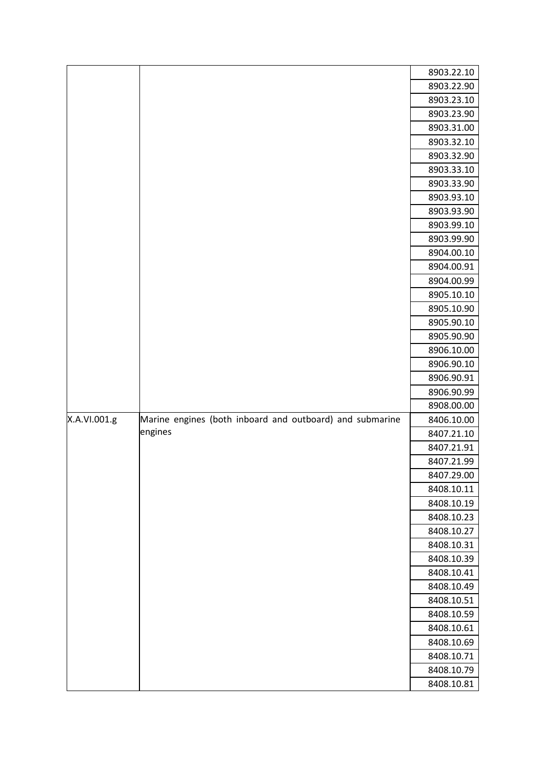| | | |
|---|---|---|
| | | 8903.22.10 |
| | | 8903.22.90 |
| | | 8903.23.10 |
| | | 8903.23.90 |
| | | 8903.31.00 |
| | | 8903.32.10 |
| | | 8903.32.90 |
| | | 8903.33.10 |
| | | 8903.33.90 |
| | | 8903.93.10 |
| | | 8903.93.90 |
| | | 8903.99.10 |
| | | 8903.99.90 |
| | | 8904.00.10 |
| | | 8904.00.91 |
| | | 8904.00.99 |
| | | 8905.10.10 |
| | | 8905.10.90 |
| | | 8905.90.10 |
| | | 8905.90.90 |
| | | 8906.10.00 |
| | | 8906.90.10 |
| | | 8906.90.91 |
| | | 8906.90.99 |
| | | 8908.00.00 |
| X.A.VI.001.g | Marine engines (both inboard and outboard) and submarine engines | 8406.10.00 |
| | | 8407.21.10 |
| | | 8407.21.91 |
| | | 8407.21.99 |
| | | 8407.29.00 |
| | | 8408.10.11 |
| | | 8408.10.19 |
| | | 8408.10.23 |
| | | 8408.10.27 |
| | | 8408.10.31 |
| | | 8408.10.39 |
| | | 8408.10.41 |
| | | 8408.10.49 |
| | | 8408.10.51 |
| | | 8408.10.59 |
| | | 8408.10.61 |
| | | 8408.10.69 |
| | | 8408.10.71 |
| | | 8408.10.79 |
| | | 8408.10.81 |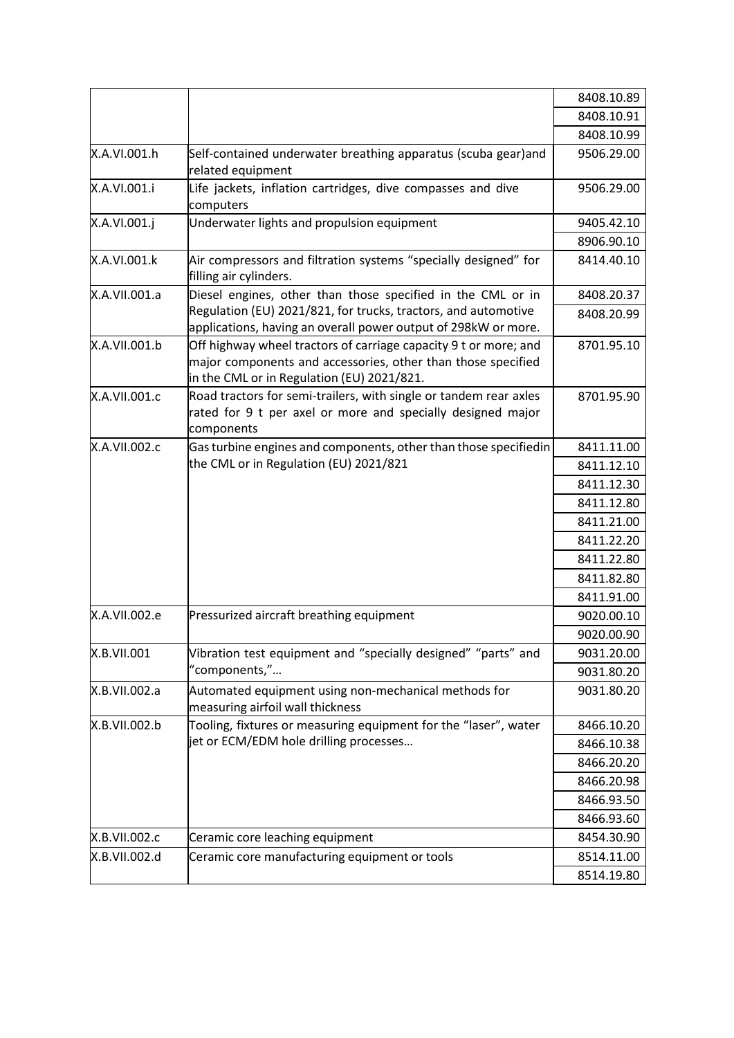| | | |
|---|---|---|
| | | 8408.10.89 |
| | | 8408.10.91 |
| | | 8408.10.99 |
| X.A.VI.001.h | Self-contained underwater breathing apparatus (scuba gear)and related equipment | 9506.29.00 |
| X.A.VI.001.i | Life jackets, inflation cartridges, dive compasses and dive computers | 9506.29.00 |
| X.A.VI.001.j | Underwater lights and propulsion equipment | 9405.42.10 |
| | | 8906.90.10 |
| X.A.VI.001.k | Air compressors and filtration systems "specially designed" for filling air cylinders. | 8414.40.10 |
| X.A.VII.001.a | Diesel engines, other than those specified in the CML or in Regulation (EU) 2021/821, for trucks, tractors, and automotive applications, having an overall power output of 298kW or more. | 8408.20.37 |
| | | 8408.20.99 |
| X.A.VII.001.b | Off highway wheel tractors of carriage capacity 9 t or more; and major components and accessories, other than those specified in the CML or in Regulation (EU) 2021/821. | 8701.95.10 |
| X.A.VII.001.c | Road tractors for semi-trailers, with single or tandem rear axles rated for 9 t per axel or more and specially designed major components | 8701.95.90 |
| X.A.VII.002.c | Gas turbine engines and components, other than those specifiedin the CML or in Regulation (EU) 2021/821 | 8411.11.00 |
| | | 8411.12.10 |
| | | 8411.12.30 |
| | | 8411.12.80 |
| | | 8411.21.00 |
| | | 8411.22.20 |
| | | 8411.22.80 |
| | | 8411.82.80 |
| | | 8411.91.00 |
| X.A.VII.002.e | Pressurized aircraft breathing equipment | 9020.00.10 |
| | | 9020.00.90 |
| X.B.VII.001 | Vibration test equipment and "specially designed" "parts" and "components,"… | 9031.20.00 |
| | | 9031.80.20 |
| X.B.VII.002.a | Automated equipment using non-mechanical methods for measuring airfoil wall thickness | 9031.80.20 |
| X.B.VII.002.b | Tooling, fixtures or measuring equipment for the "laser", water jet or ECM/EDM hole drilling processes… | 8466.10.20 |
| | | 8466.10.38 |
| | | 8466.20.20 |
| | | 8466.20.98 |
| | | 8466.93.50 |
| | | 8466.93.60 |
| X.B.VII.002.c | Ceramic core leaching equipment | 8454.30.90 |
| X.B.VII.002.d | Ceramic core manufacturing equipment or tools | 8514.11.00 |
| | | 8514.19.80 |